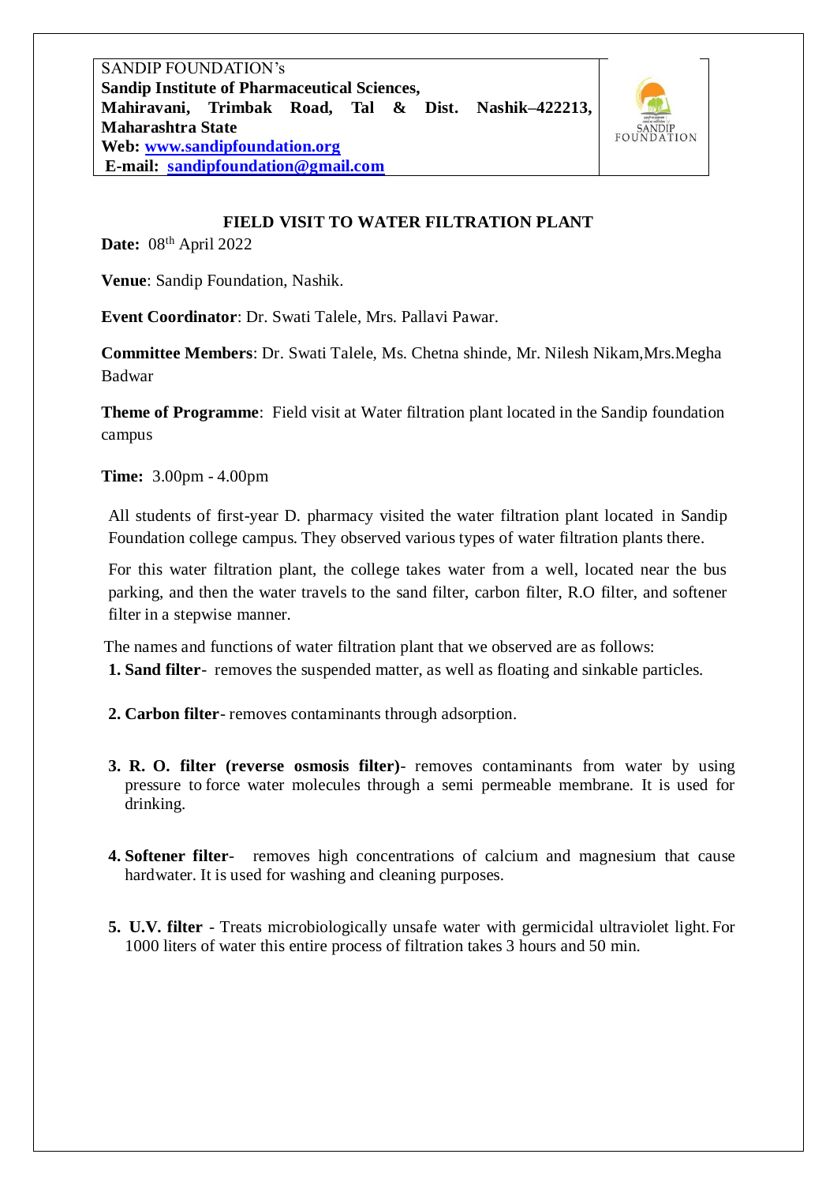SANDIP FOUNDATION's
**Sandip Institute of Pharmaceutical Sciences,**
**Mahiravani, Trimbak Road, Tal & Dist. Nashik–422213, Maharashtra State**
**Web: [www.sandipfoundation.org](http://www.sandipfoundation.org)**
**E-mail: [sandipfoundation@gmail.com](mailto:sandipfoundation@gmail.com)**

SANDIP FOUNDATION

## FIELD VISIT TO WATER FILTRATION PLANT

**Date:** 08th April 2022

**Venue**: Sandip Foundation, Nashik.

**Event Coordinator**: Dr. Swati Talele, Mrs. Pallavi Pawar.

**Committee Members**: Dr. Swati Talele, Ms. Chetna shinde, Mr. Nilesh Nikam,Mrs.Megha Badwar

**Theme of Programme**: Field visit at Water filtration plant located in the Sandip foundation campus

**Time:** 3.00pm - 4.00pm

All students of first-year D. pharmacy visited the water filtration plant located in Sandip Foundation college campus. They observed various types of water filtration plants there.

For this water filtration plant, the college takes water from a well, located near the bus parking, and then the water travels to the sand filter, carbon filter, R.O filter, and softener filter in a stepwise manner.

The names and functions of water filtration plant that we observed are as follows:

1. **Sand filter**- removes the suspended matter, as well as floating and sinkable particles.

2. **Carbon filter**- removes contaminants through adsorption.

3. **R. O. filter (reverse osmosis filter)**- removes contaminants from water by using pressure to force water molecules through a semi permeable membrane. It is used for drinking.

4. **Softener filter**- removes high concentrations of calcium and magnesium that cause hardwater. It is used for washing and cleaning purposes.

5. **U.V. filter** - Treats microbiologically unsafe water with germicidal ultraviolet light. For 1000 liters of water this entire process of filtration takes 3 hours and 50 min.